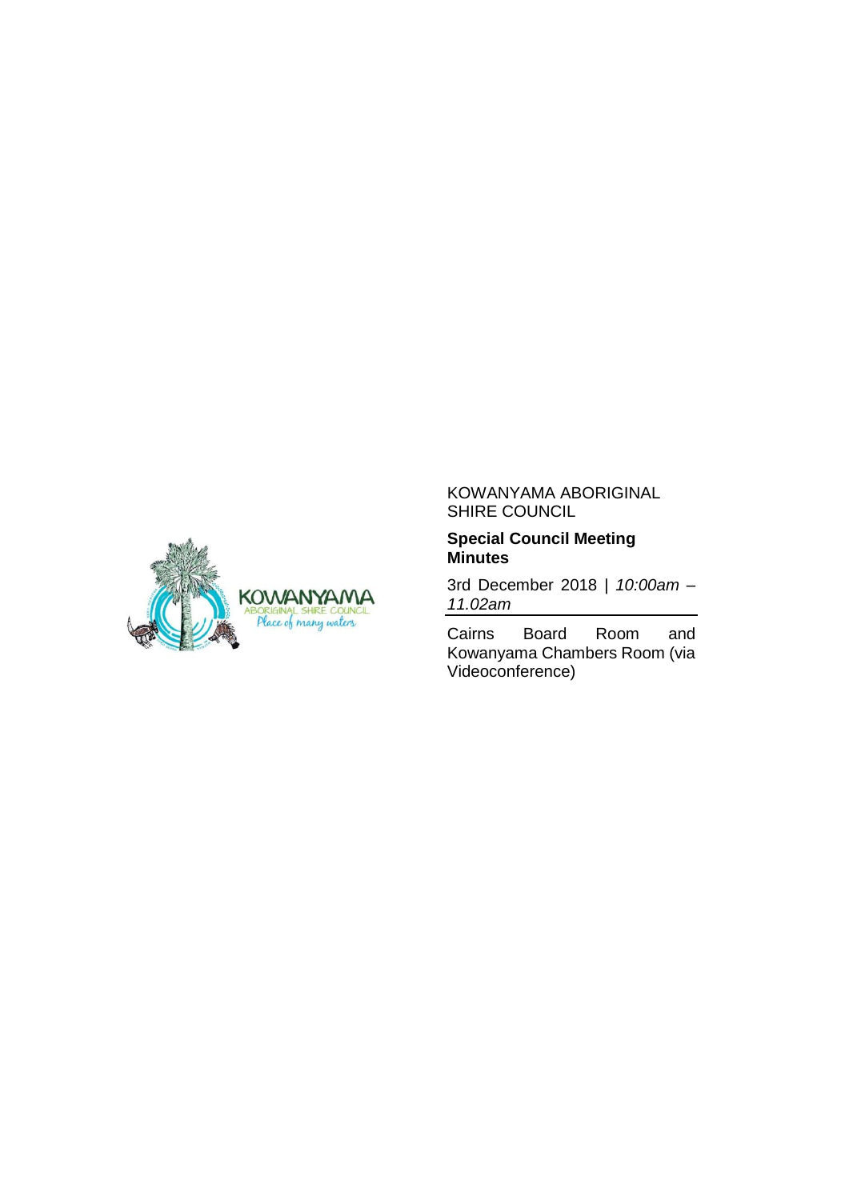KOWANYAMA ABORIGINAL SHIRE COUNCIL

**Special Council Meeting Minutes**

3rd December 2018 | *10:00am – 11.02am*

Cairns Board Room and Kowanyama Chambers Room (via Videoconference)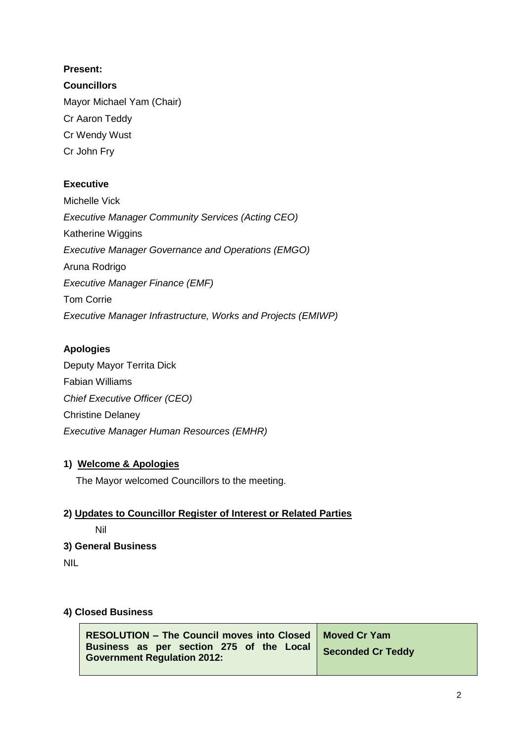**Present:**

**Councillors**

Mayor Michael Yam (Chair)

Cr Aaron Teddy

Cr Wendy Wust

Cr John Fry

**Executive**

Michelle Vick

*Executive Manager Community Services (Acting CEO)*

Katherine Wiggins

*Executive Manager Governance and Operations (EMGO)*

Aruna Rodrigo

*Executive Manager Finance (EMF)*

Tom Corrie

*Executive Manager Infrastructure, Works and Projects (EMIWP)*

**Apologies**

Deputy Mayor Territa Dick

Fabian Williams

*Chief Executive Officer (CEO)*

Christine Delaney

*Executive Manager Human Resources (EMHR)*

**1) Welcome & Apologies**

The Mayor welcomed Councillors to the meeting.

**2) Updates to Councillor Register of Interest or Related Parties**

Nil

**3) General Business**

NIL

**4) Closed Business**

| **RESOLUTION – The Council moves into Closed Business as per section 275 of the Local Government Regulation 2012:** | **Moved Cr Yam**<br>**Seconded Cr Teddy** |
|---|---|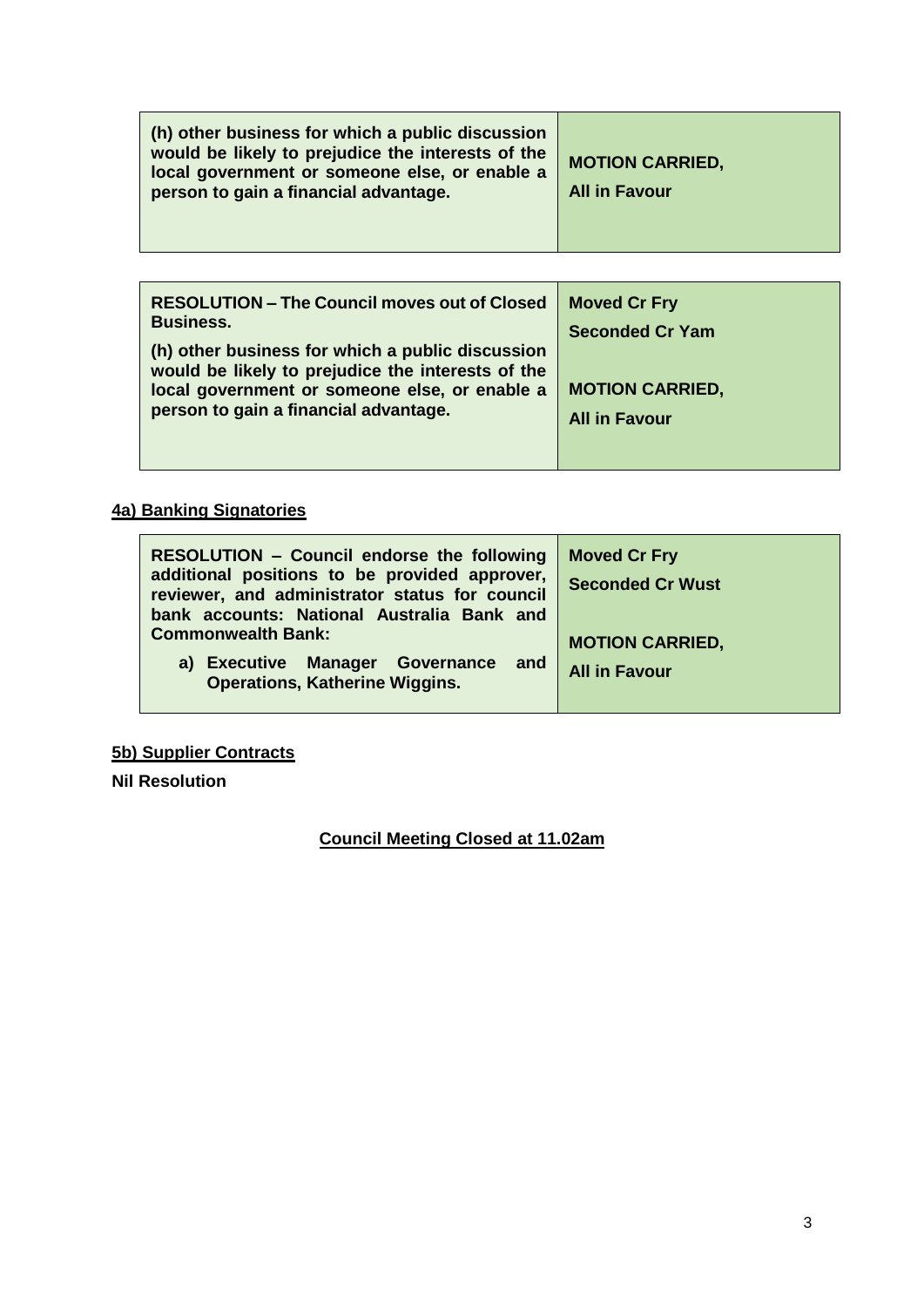| | |
|---|---|
| **(h) other business for which a public discussion would be likely to prejudice the interests of the local government or someone else, or enable a person to gain a financial advantage.** | **MOTION CARRIED,**<br>**All in Favour** |

| | |
|---|---|
| **RESOLUTION – The Council moves out of Closed Business.**<br>**(h) other business for which a public discussion would be likely to prejudice the interests of the local government or someone else, or enable a person to gain a financial advantage.** | **Moved Cr Fry**<br>**Seconded Cr Yam**<br>**MOTION CARRIED,**<br>**All in Favour** |

**4a) Banking Signatories**

| | |
|---|---|
| **RESOLUTION – Council endorse the following additional positions to be provided approver, reviewer, and administrator status for council bank accounts: National Australia Bank and Commonwealth Bank:**<br>**a) Executive Manager Governance and Operations, Katherine Wiggins.** | **Moved Cr Fry**<br>**Seconded Cr Wust**<br>**MOTION CARRIED,**<br>**All in Favour** |

**5b) Supplier Contracts**

**Nil Resolution**

**Council Meeting Closed at 11.02am**